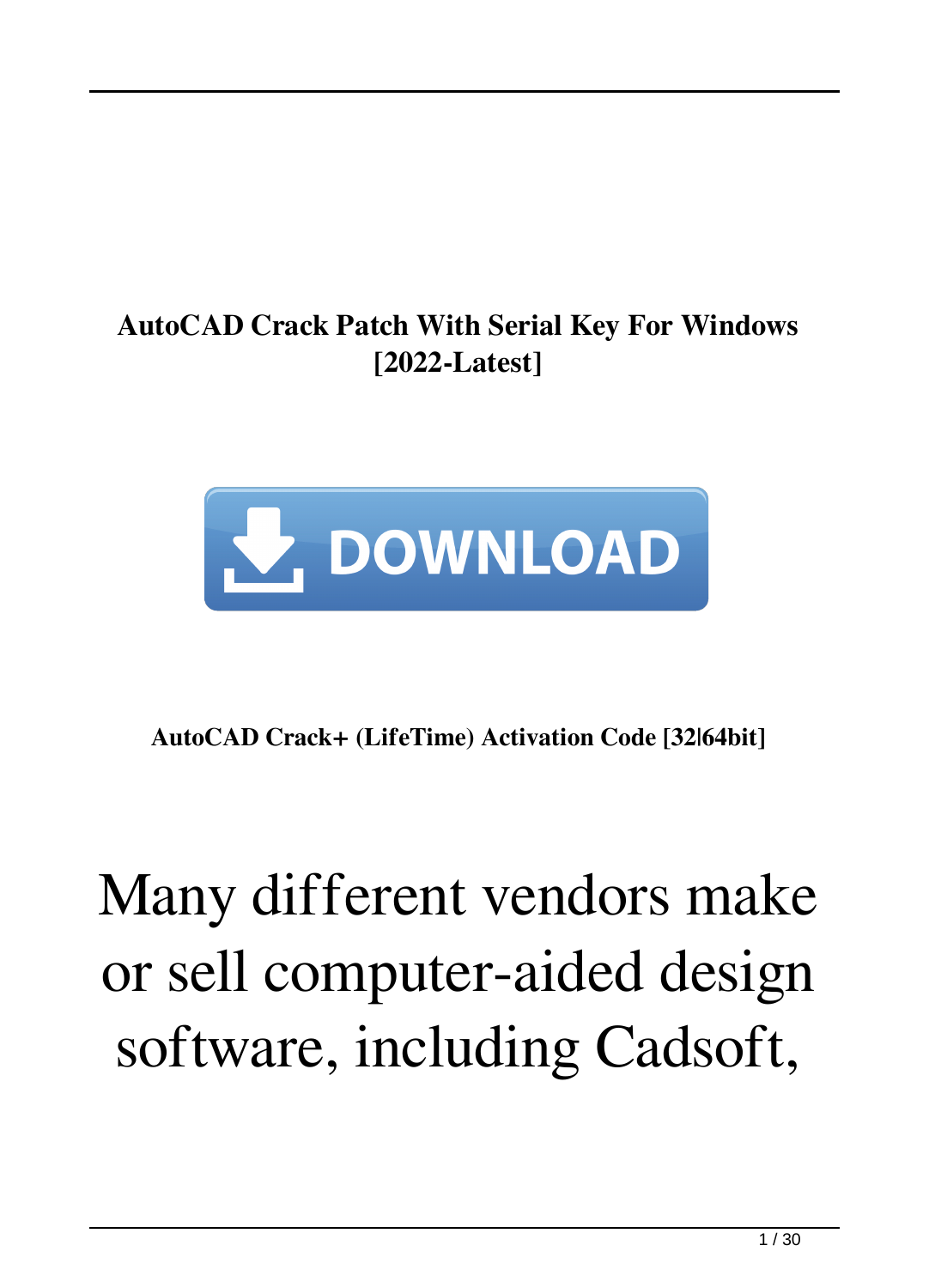**AutoCAD Crack Patch With Serial Key For Windows [2022-Latest]**

DOWNLOAD

**AutoCAD Crack+ (LifeTime) Activation Code [32|64bit]**

# Many different vendors make or sell computer-aided design software, including Cadsoft,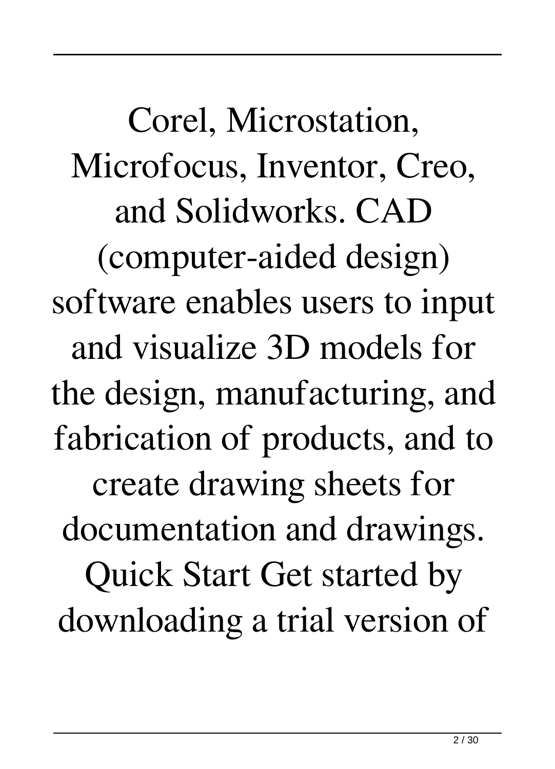Corel, Microstation, Microfocus, Inventor, Creo, and Solidworks. CAD (computer-aided design) software enables users to input and visualize 3D models for the design, manufacturing, and fabrication of products, and to create drawing sheets for documentation and drawings. Quick Start Get started by downloading a trial version of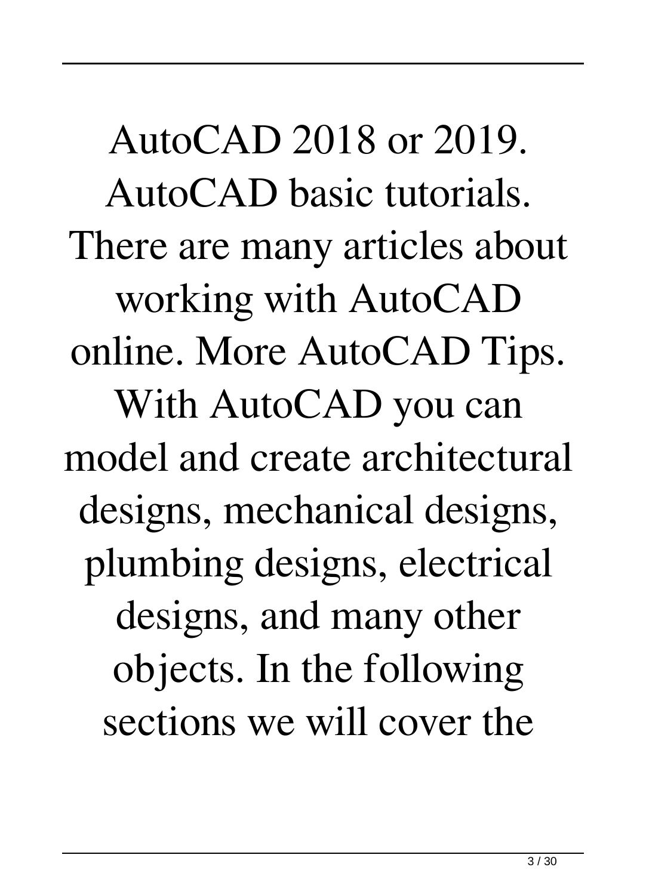AutoCAD 2018 or 2019. AutoCAD basic tutorials. There are many articles about working with AutoCAD online. More AutoCAD Tips. With AutoCAD you can model and create architectural designs, mechanical designs, plumbing designs, electrical designs, and many other objects. In the following sections we will cover the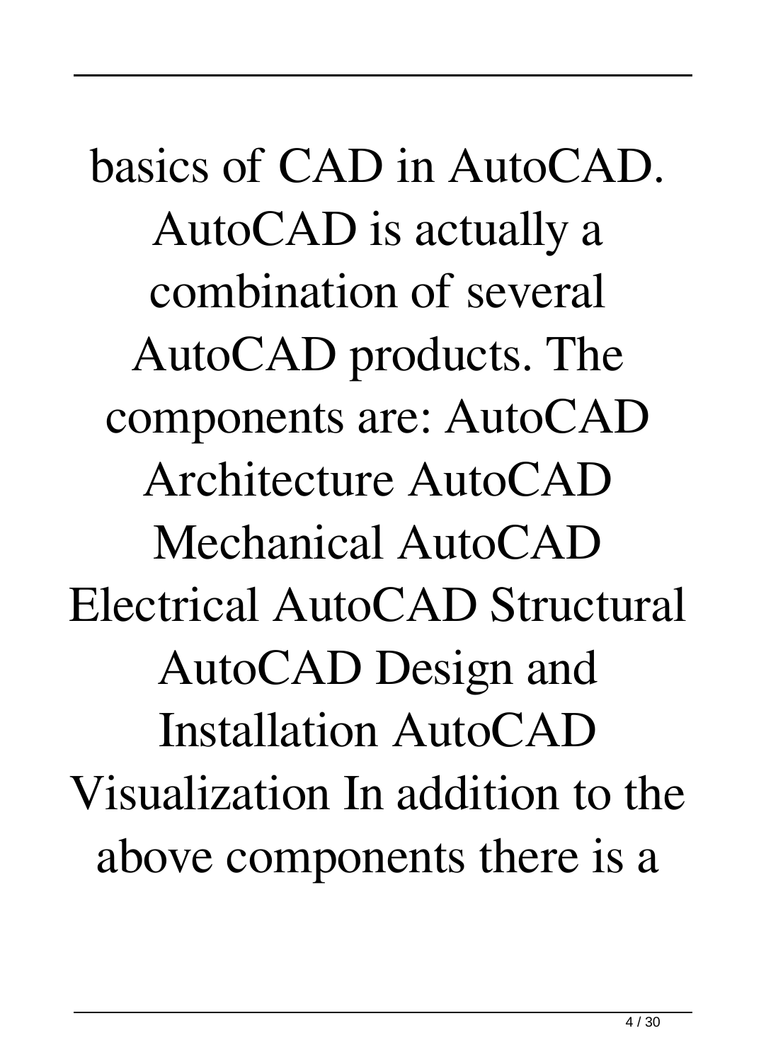basics of CAD in AutoCAD. AutoCAD is actually a combination of several AutoCAD products. The components are: AutoCAD Architecture AutoCAD Mechanical AutoCAD Electrical AutoCAD Structural AutoCAD Design and Installation AutoCAD Visualization In addition to the above components there is a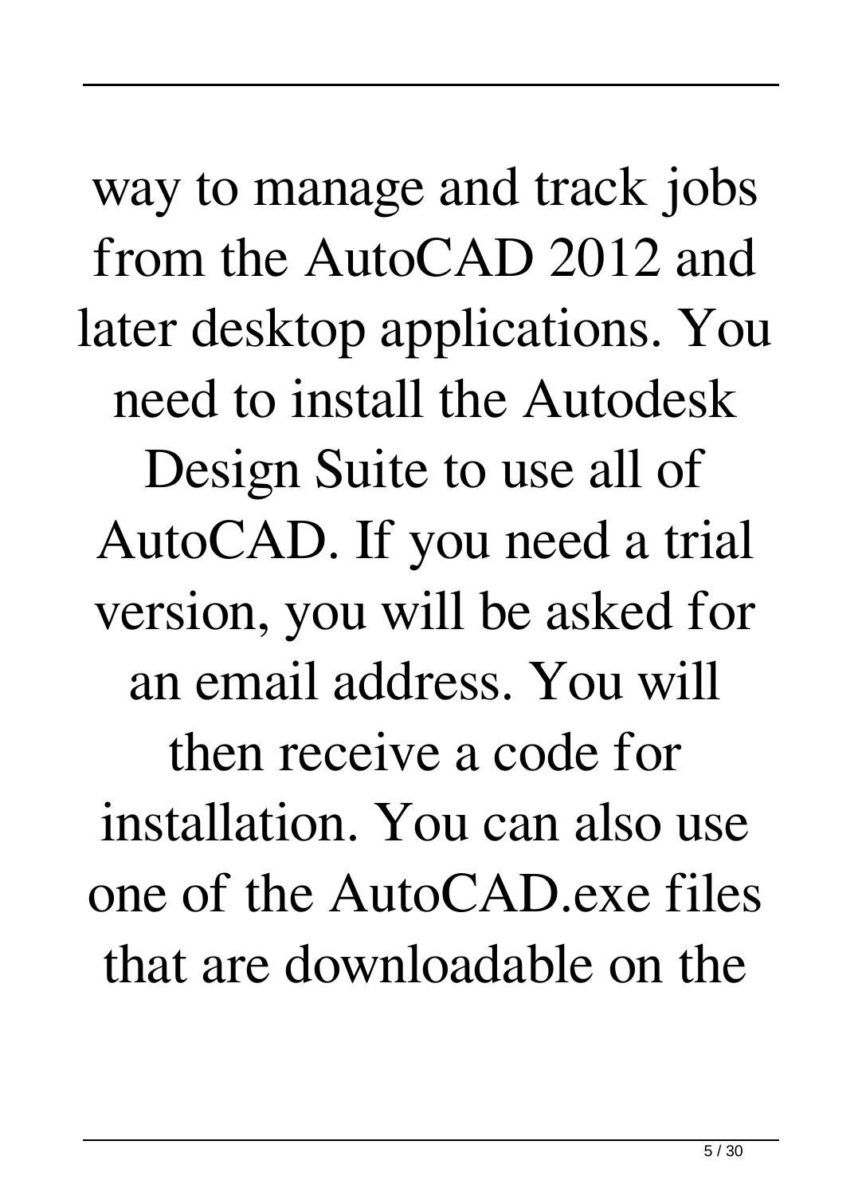way to manage and track jobs from the AutoCAD 2012 and later desktop applications. You need to install the Autodesk Design Suite to use all of AutoCAD. If you need a trial version, you will be asked for an email address. You will then receive a code for installation. You can also use one of the AutoCAD.exe files that are downloadable on the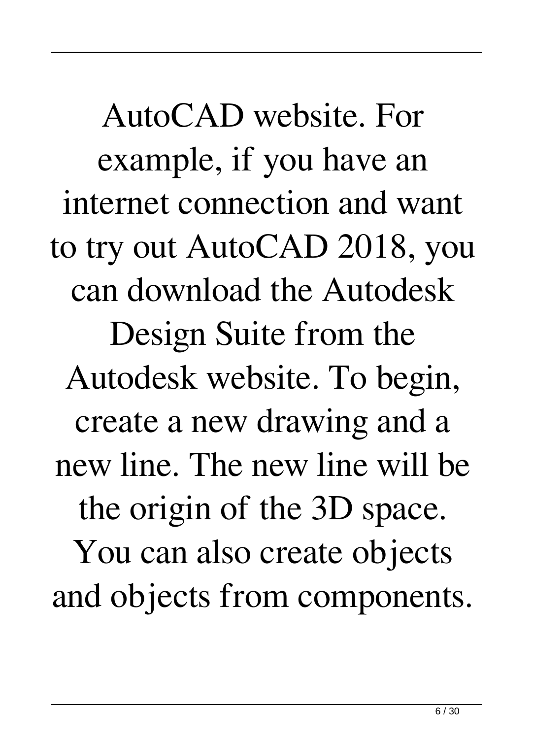AutoCAD website. For example, if you have an internet connection and want to try out AutoCAD 2018, you can download the Autodesk Design Suite from the Autodesk website. To begin, create a new drawing and a new line. The new line will be the origin of the 3D space. You can also create objects and objects from components.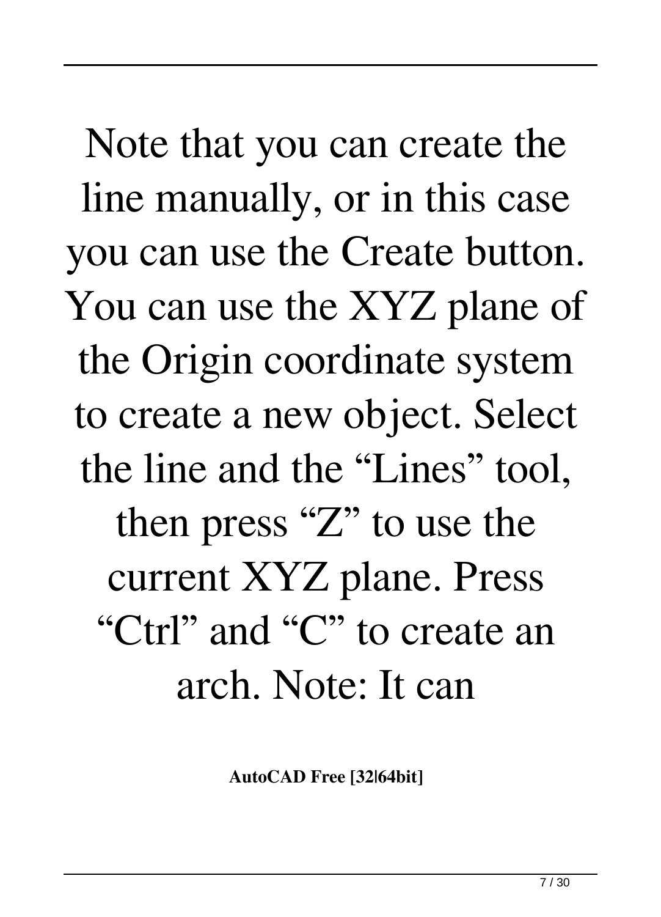Note that you can create the line manually, or in this case you can use the Create button. You can use the XYZ plane of the Origin coordinate system to create a new object. Select the line and the “Lines” tool, then press “Z” to use the current XYZ plane. Press “Ctrl” and “C” to create an arch. Note: It can

**AutoCAD Free [32|64bit]**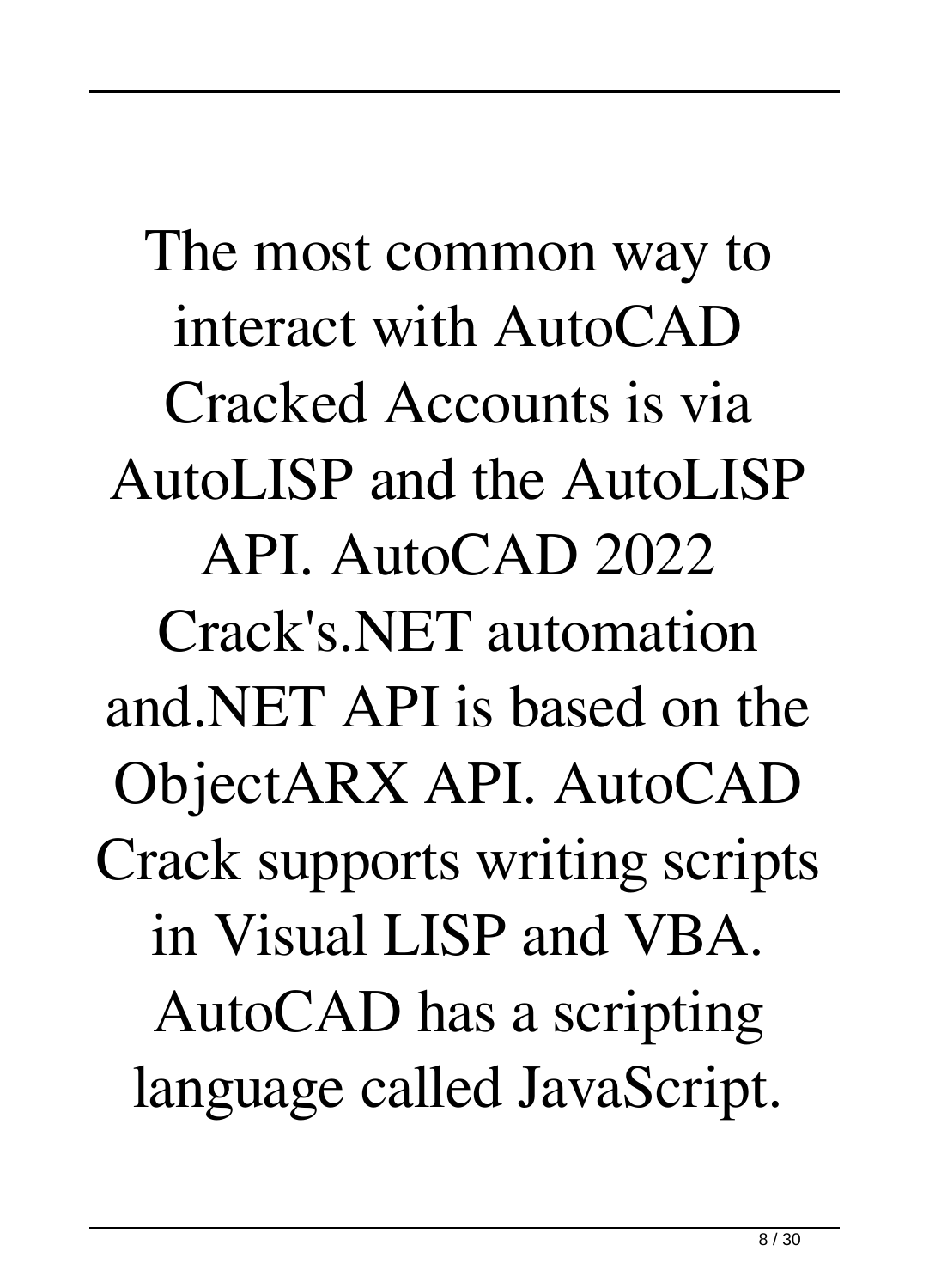The most common way to interact with AutoCAD Cracked Accounts is via AutoLISP and the AutoLISP API. AutoCAD 2022 Crack's.NET automation and.NET API is based on the ObjectARX API. AutoCAD Crack supports writing scripts in Visual LISP and VBA. AutoCAD has a scripting language called JavaScript.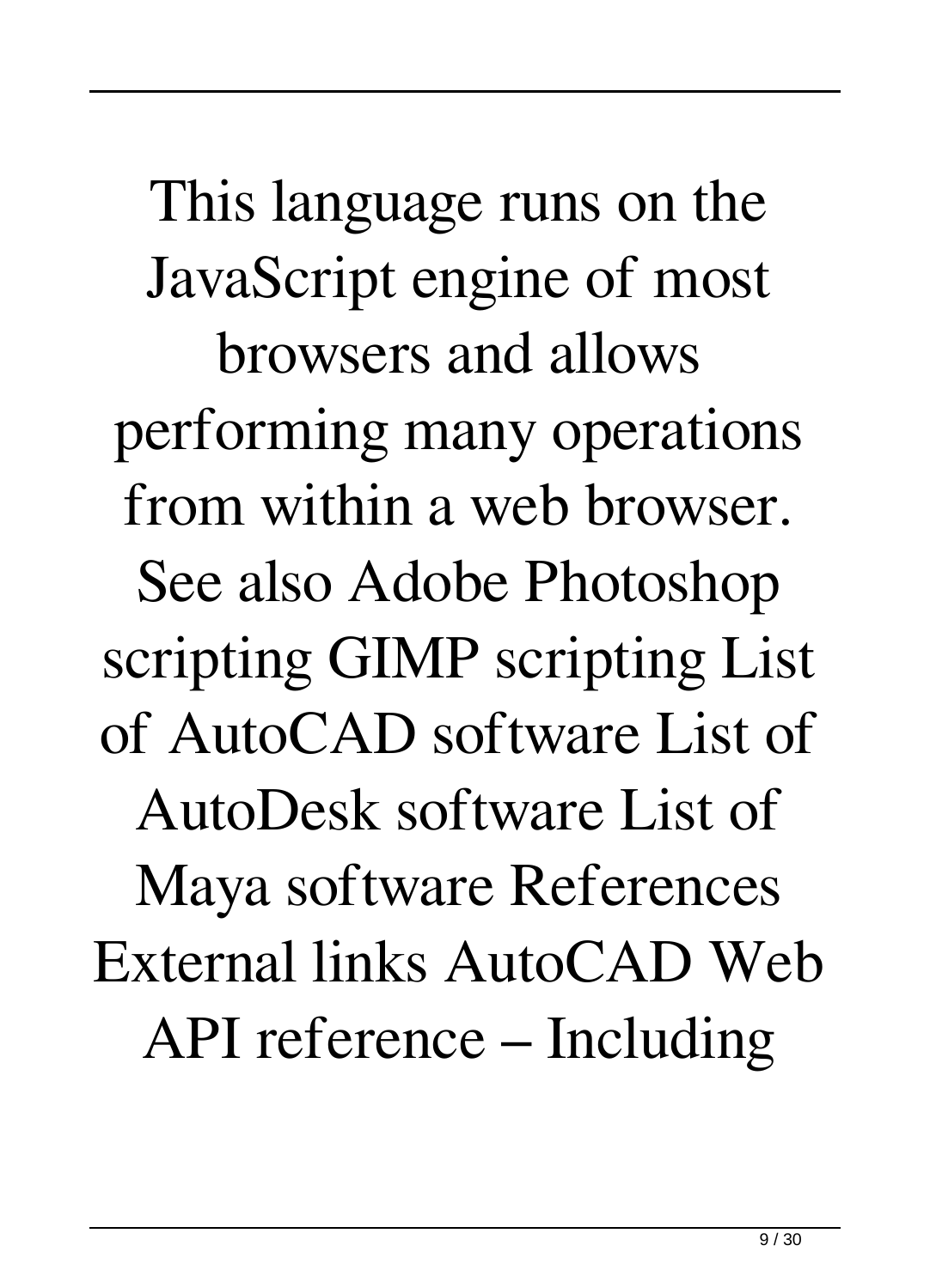This language runs on the JavaScript engine of most browsers and allows performing many operations from within a web browser. See also Adobe Photoshop scripting GIMP scripting List of AutoCAD software List of AutoDesk software List of Maya software References External links AutoCAD Web API reference – Including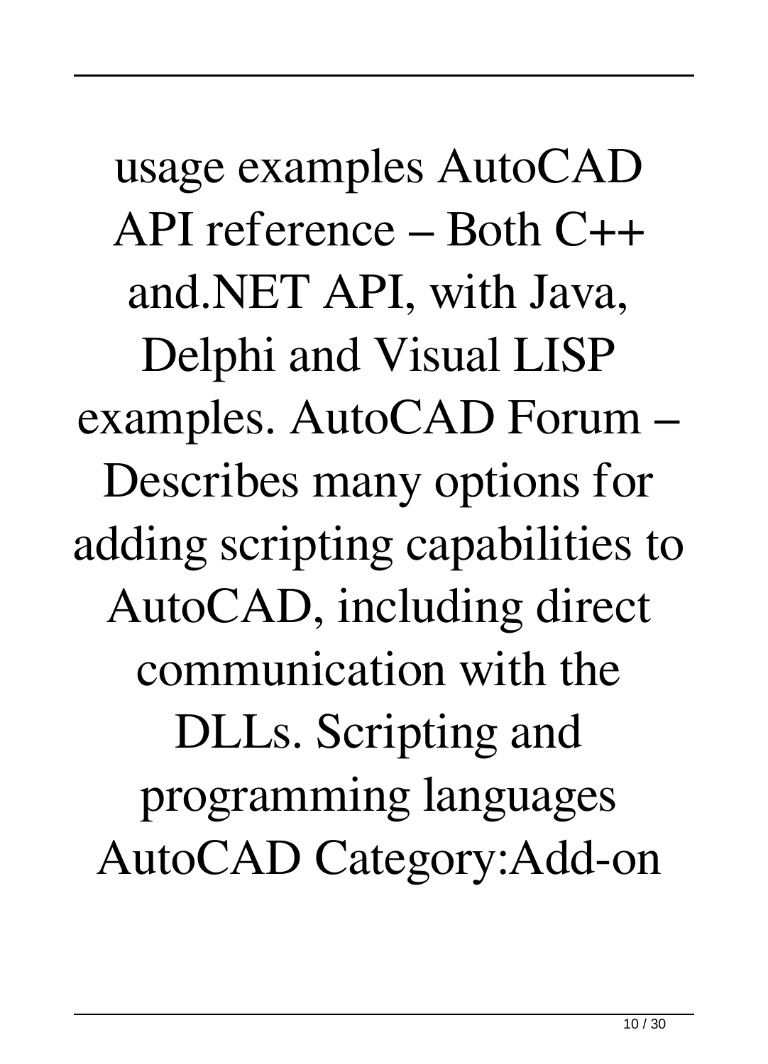usage examples AutoCAD API reference – Both C++ and.NET API, with Java, Delphi and Visual LISP examples. AutoCAD Forum – Describes many options for adding scripting capabilities to AutoCAD, including direct communication with the DLLs. Scripting and programming languages AutoCAD Category:Add-on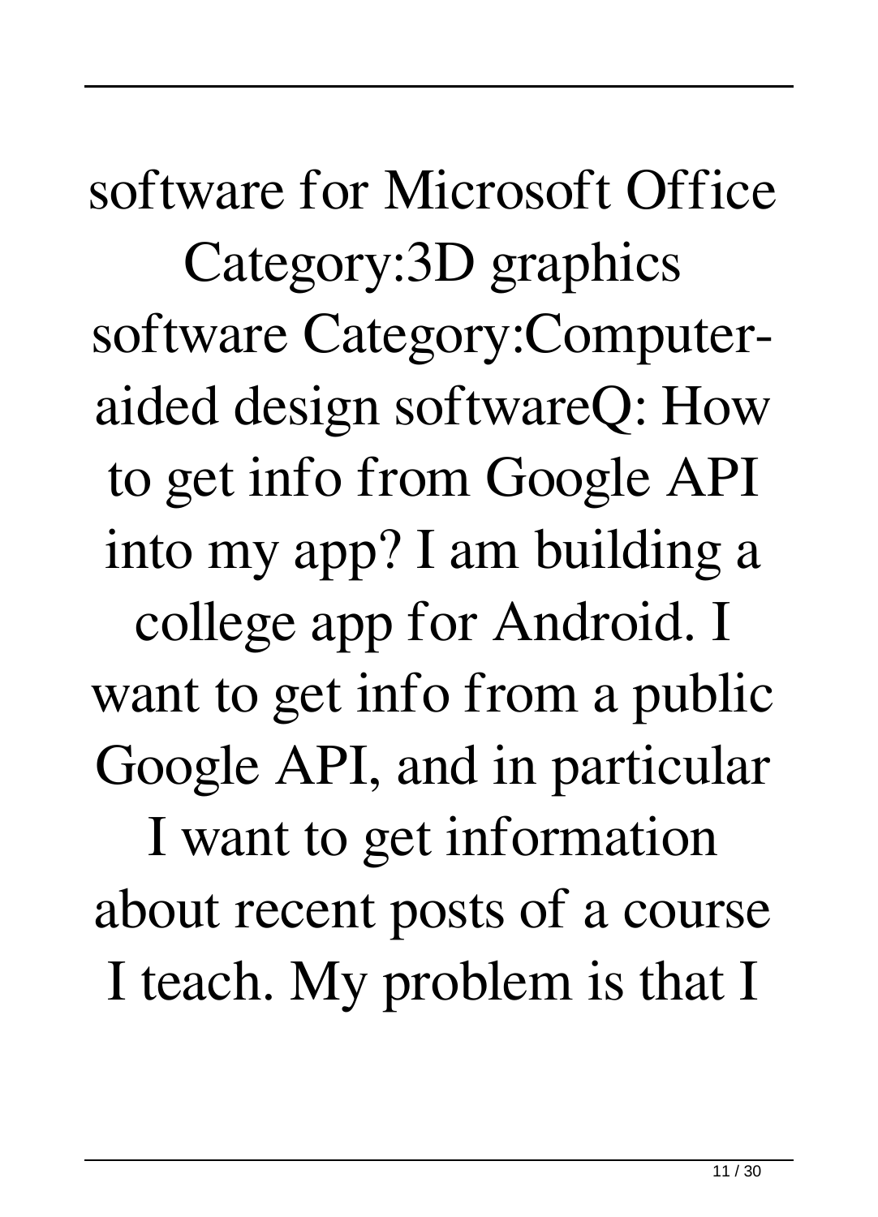software for Microsoft Office Category:3D graphics software Category:Computer-aided design softwareQ: How to get info from Google API into my app? I am building a college app for Android. I want to get info from a public Google API, and in particular I want to get information about recent posts of a course I teach. My problem is that I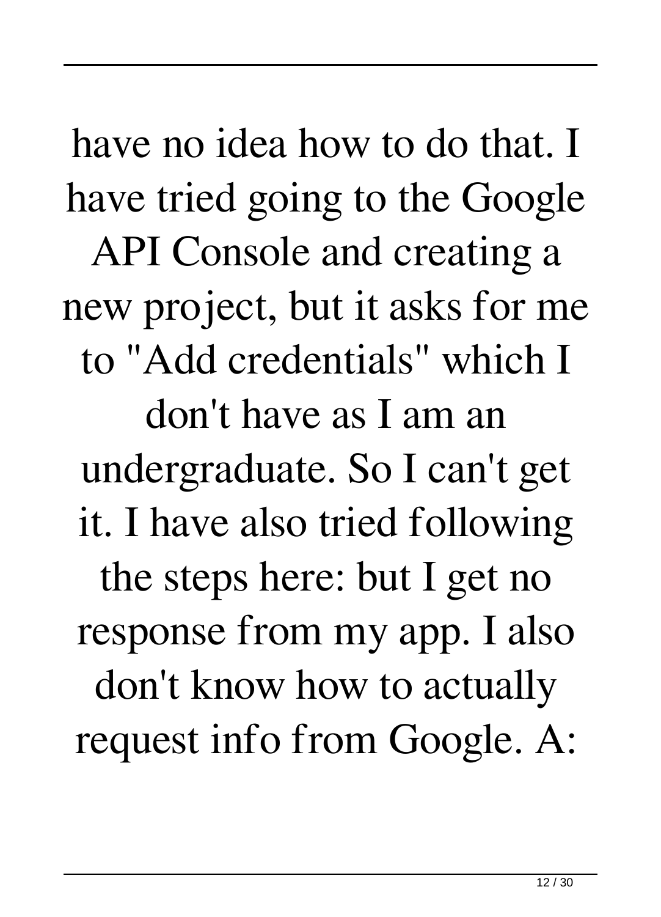have no idea how to do that. I have tried going to the Google API Console and creating a new project, but it asks for me to "Add credentials" which I don't have as I am an undergraduate. So I can't get it. I have also tried following the steps here: but I get no response from my app. I also don't know how to actually request info from Google. A: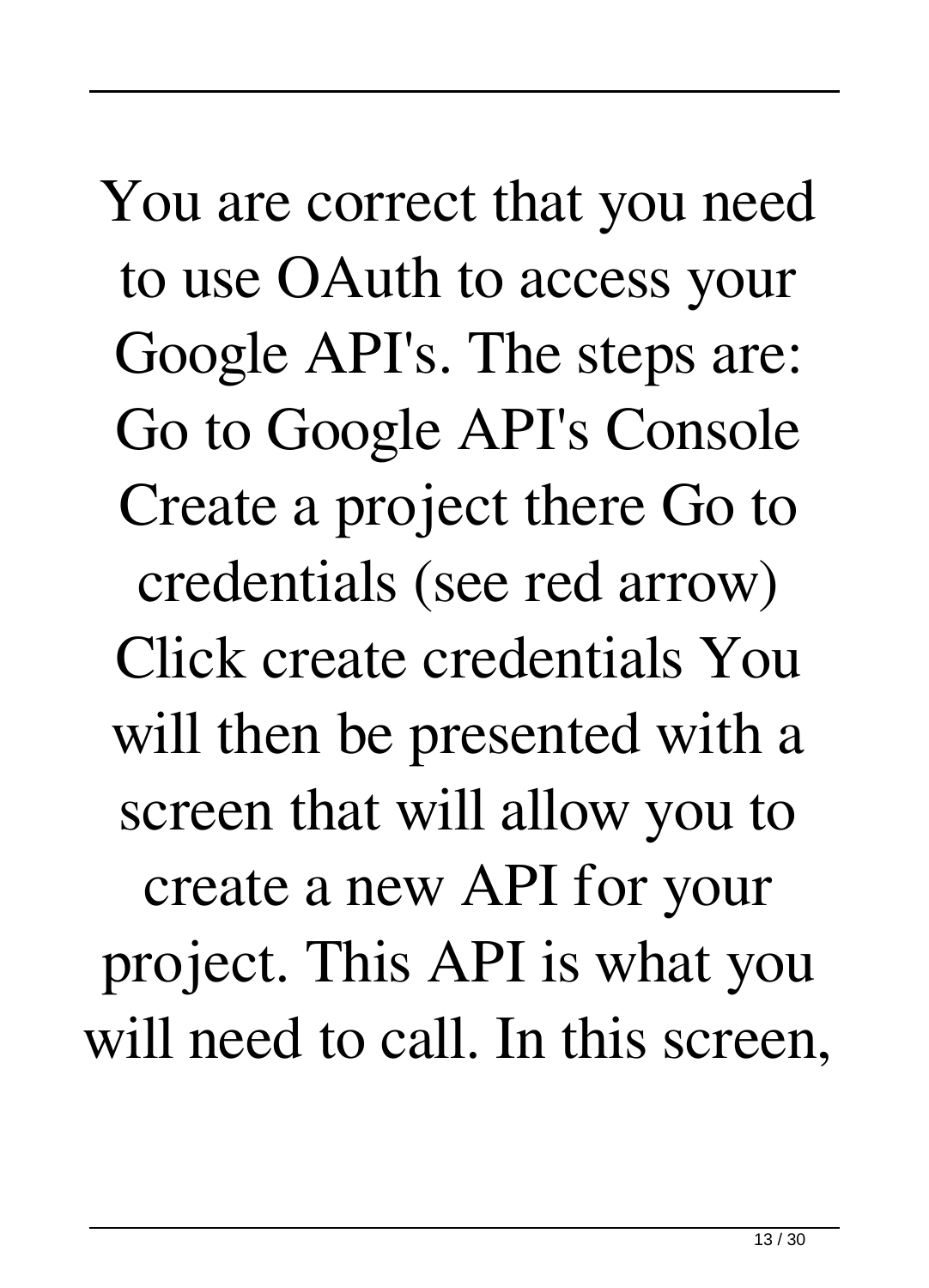You are correct that you need to use OAuth to access your Google API's. The steps are: Go to Google API's Console Create a project there Go to credentials (see red arrow) Click create credentials You will then be presented with a screen that will allow you to create a new API for your project. This API is what you will need to call. In this screen,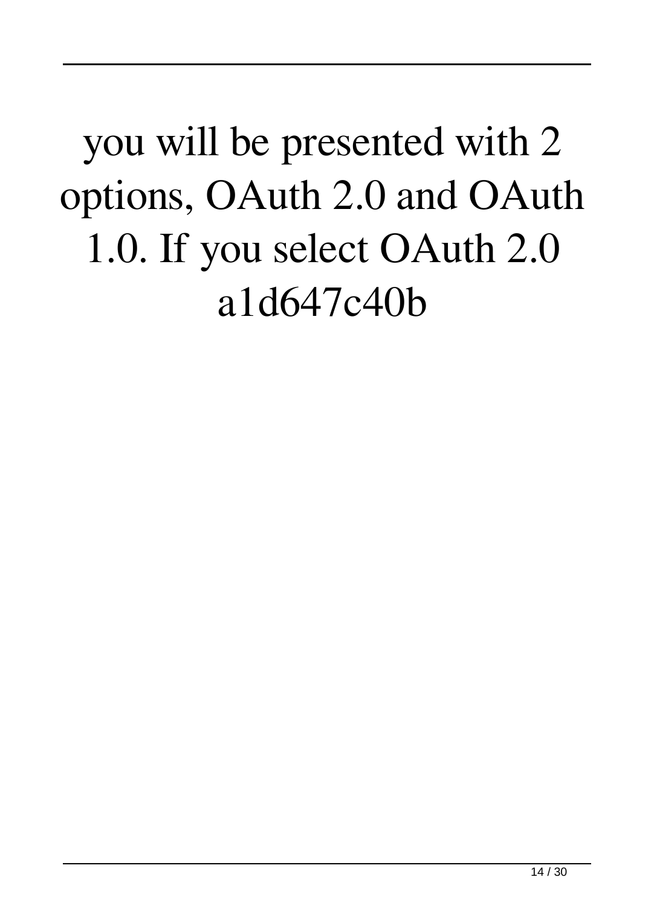you will be presented with 2 options, OAuth 2.0 and OAuth 1.0. If you select OAuth 2.0 a1d647c40b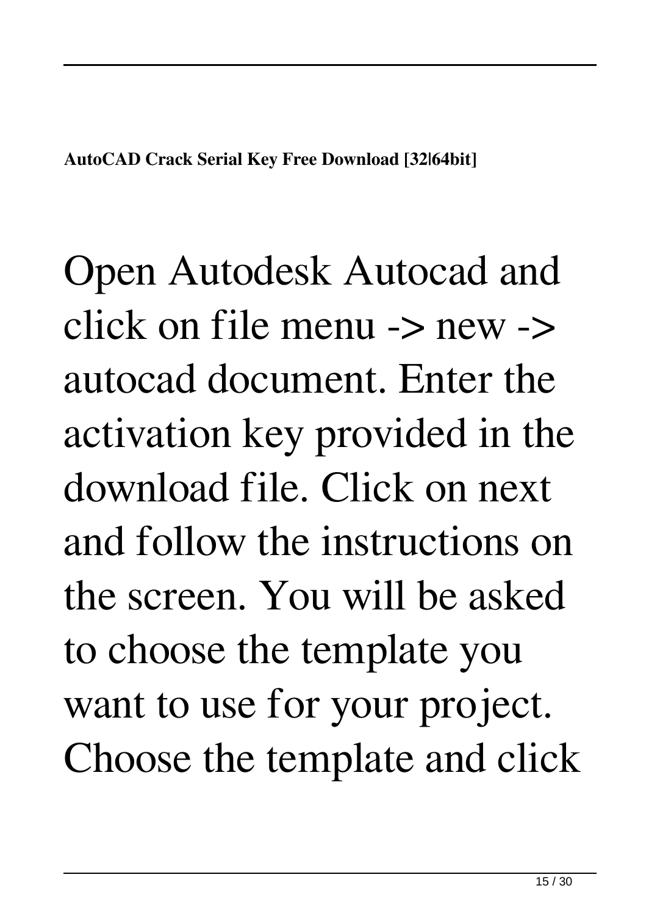**AutoCAD Crack Serial Key Free Download [32|64bit]**

Open Autodesk Autocad and click on file menu -> new -> autocad document. Enter the activation key provided in the download file. Click on next and follow the instructions on the screen. You will be asked to choose the template you want to use for your project. Choose the template and click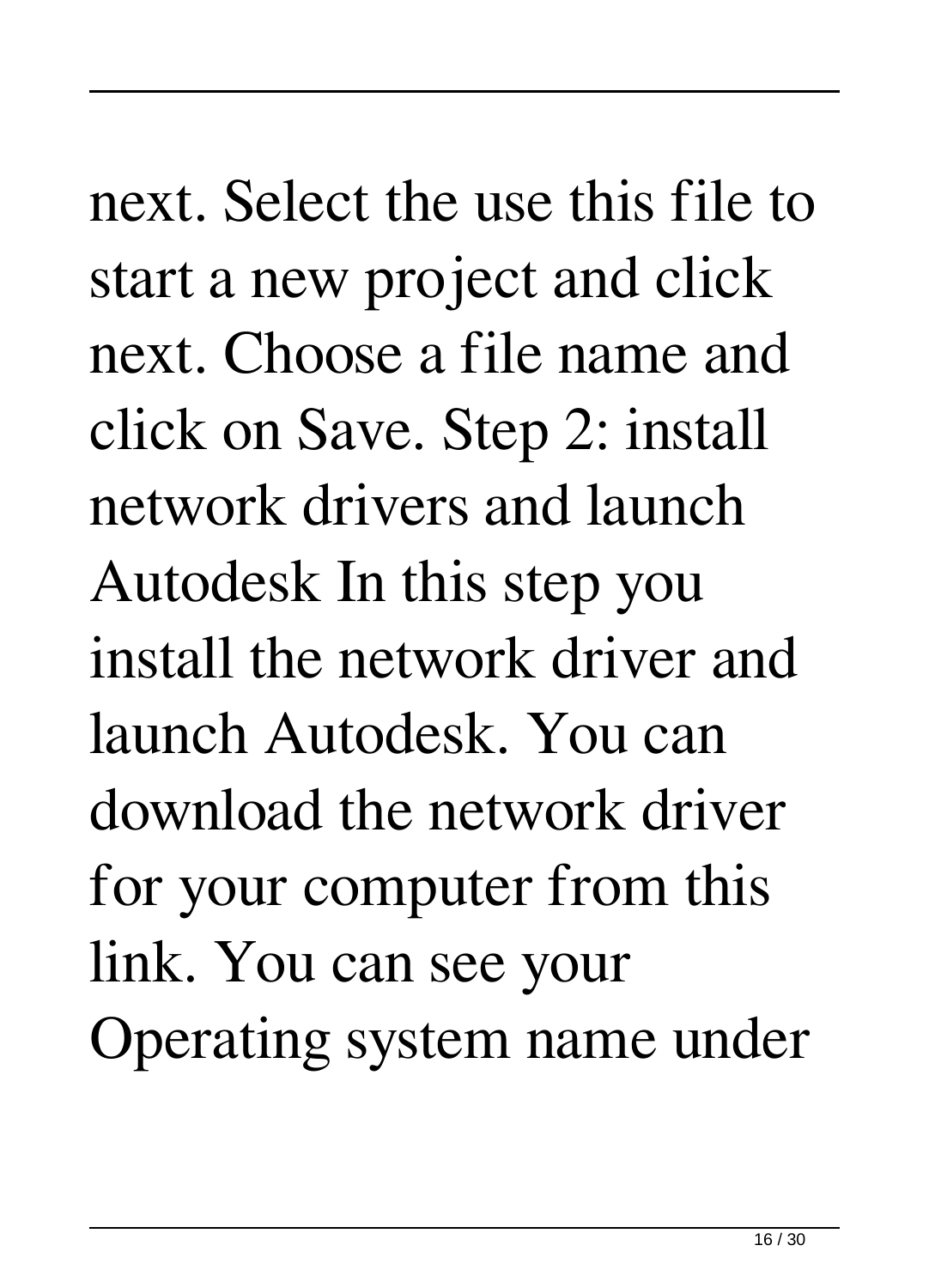next. Select the use this file to start a new project and click next. Choose a file name and click on Save. Step 2: install network drivers and launch Autodesk In this step you install the network driver and launch Autodesk. You can download the network driver for your computer from this link. You can see your Operating system name under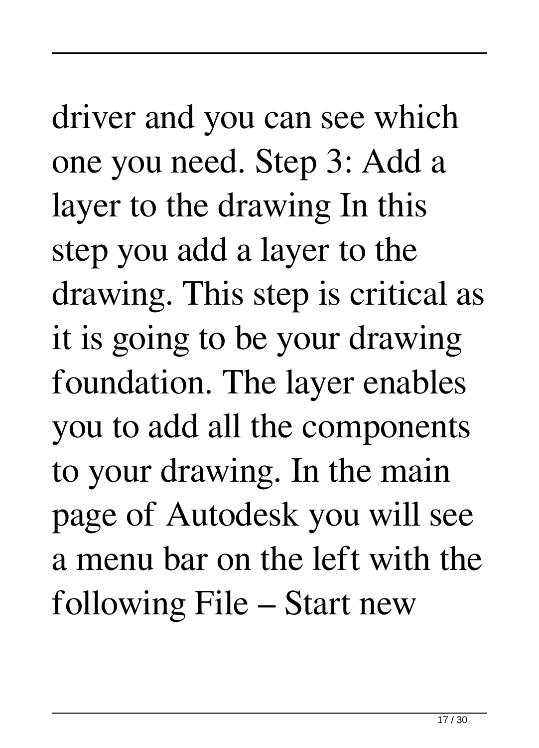driver and you can see which one you need. Step 3: Add a layer to the drawing In this step you add a layer to the drawing. This step is critical as it is going to be your drawing foundation. The layer enables you to add all the components to your drawing. In the main page of Autodesk you will see a menu bar on the left with the following File – Start new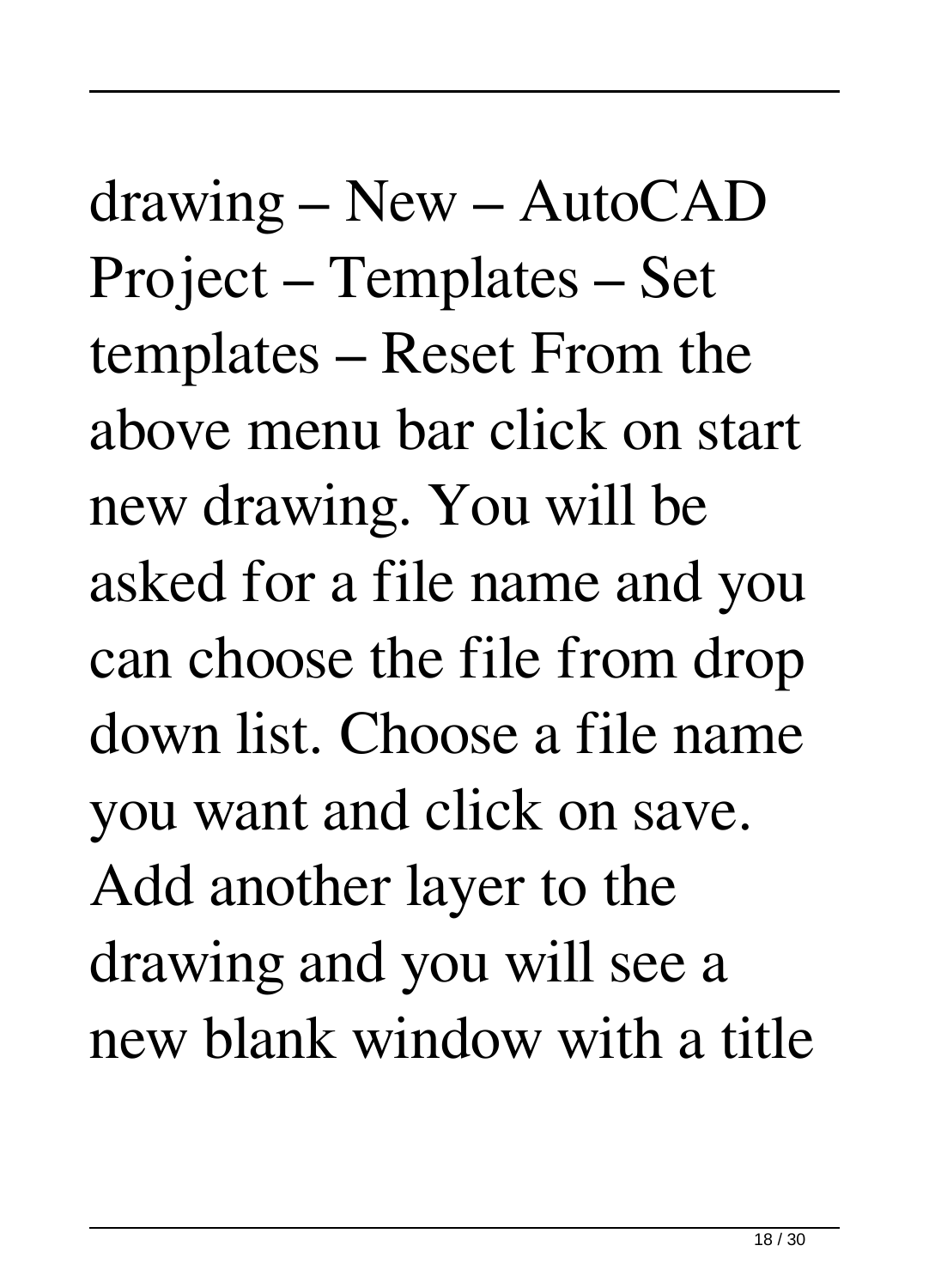drawing – New – AutoCAD Project – Templates – Set templates – Reset From the above menu bar click on start new drawing. You will be asked for a file name and you can choose the file from drop down list. Choose a file name you want and click on save. Add another layer to the drawing and you will see a new blank window with a title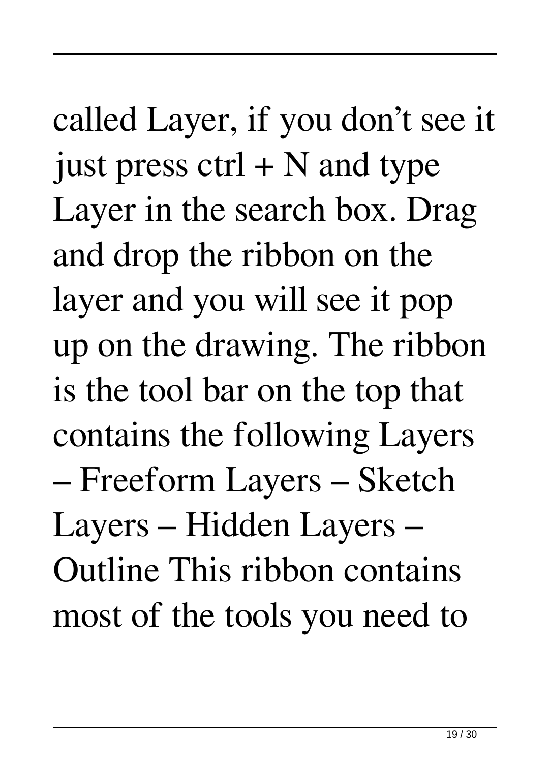called Layer, if you don't see it just press ctrl + N and type Layer in the search box. Drag and drop the ribbon on the layer and you will see it pop up on the drawing. The ribbon is the tool bar on the top that contains the following Layers – Freeform Layers – Sketch Layers – Hidden Layers – Outline This ribbon contains most of the tools you need to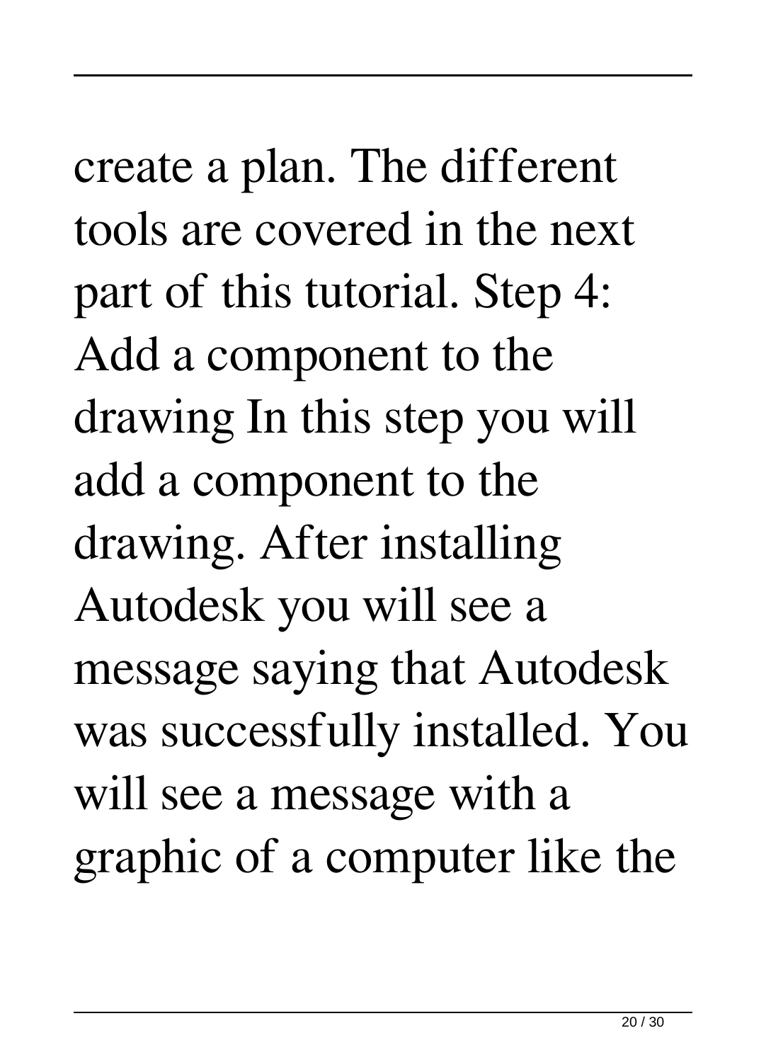create a plan. The different tools are covered in the next part of this tutorial. Step 4: Add a component to the drawing In this step you will add a component to the drawing. After installing Autodesk you will see a message saying that Autodesk was successfully installed. You will see a message with a graphic of a computer like the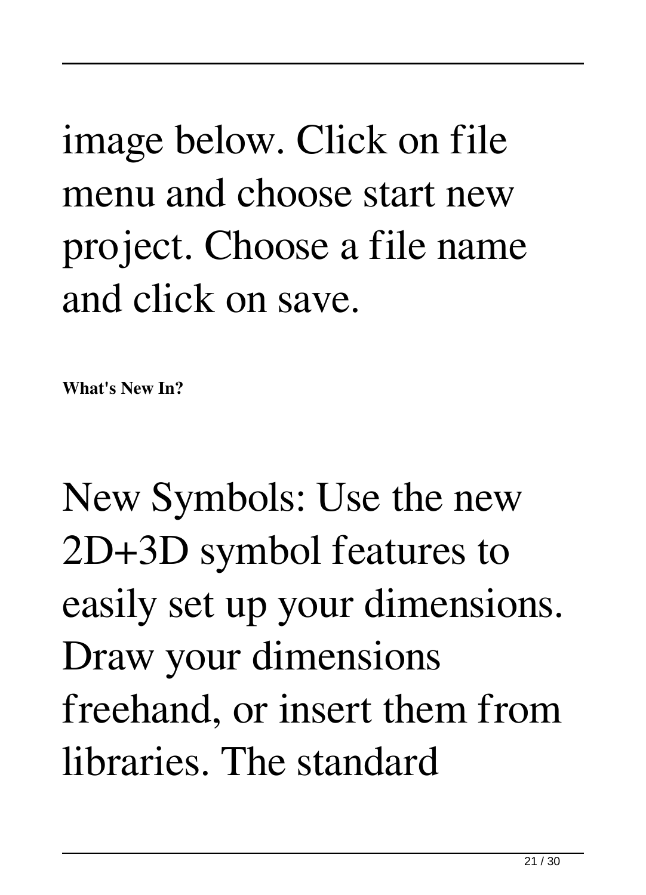image below. Click on file menu and choose start new project. Choose a file name and click on save.

**What's New In?**

New Symbols: Use the new 2D+3D symbol features to easily set up your dimensions. Draw your dimensions freehand, or insert them from libraries. The standard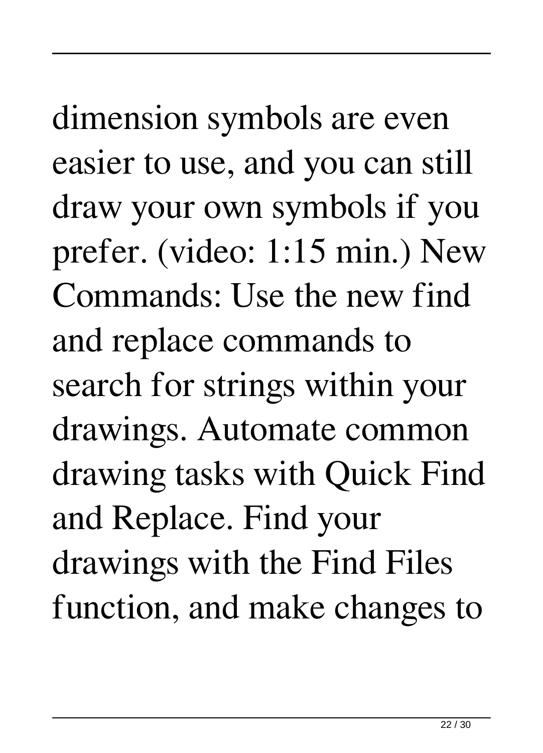dimension symbols are even easier to use, and you can still draw your own symbols if you prefer. (video: 1:15 min.) New Commands: Use the new find and replace commands to search for strings within your drawings. Automate common drawing tasks with Quick Find and Replace. Find your drawings with the Find Files function, and make changes to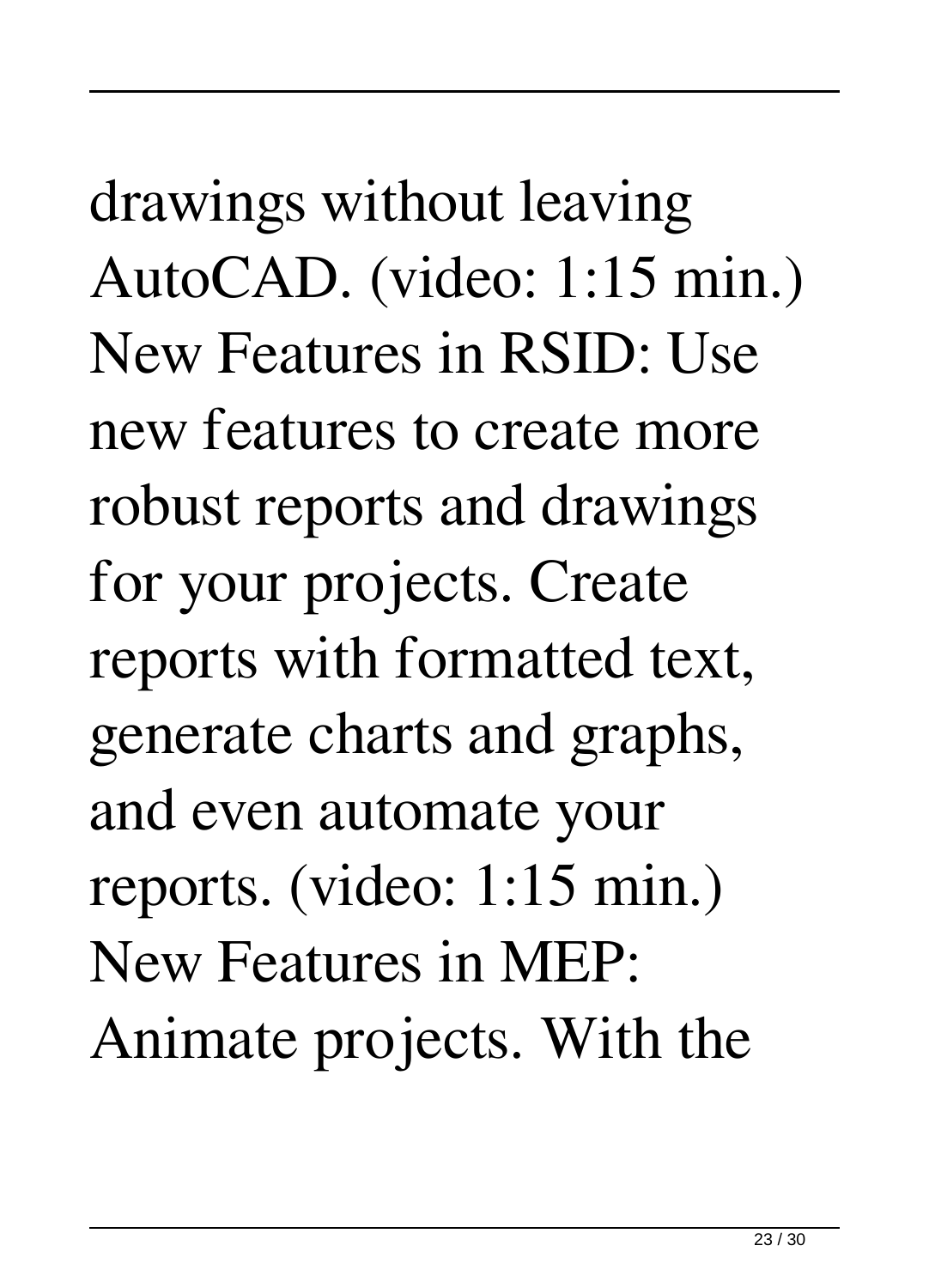drawings without leaving AutoCAD. (video: 1:15 min.) New Features in RSID: Use new features to create more robust reports and drawings for your projects. Create reports with formatted text, generate charts and graphs, and even automate your reports. (video: 1:15 min.) New Features in MEP: Animate projects. With the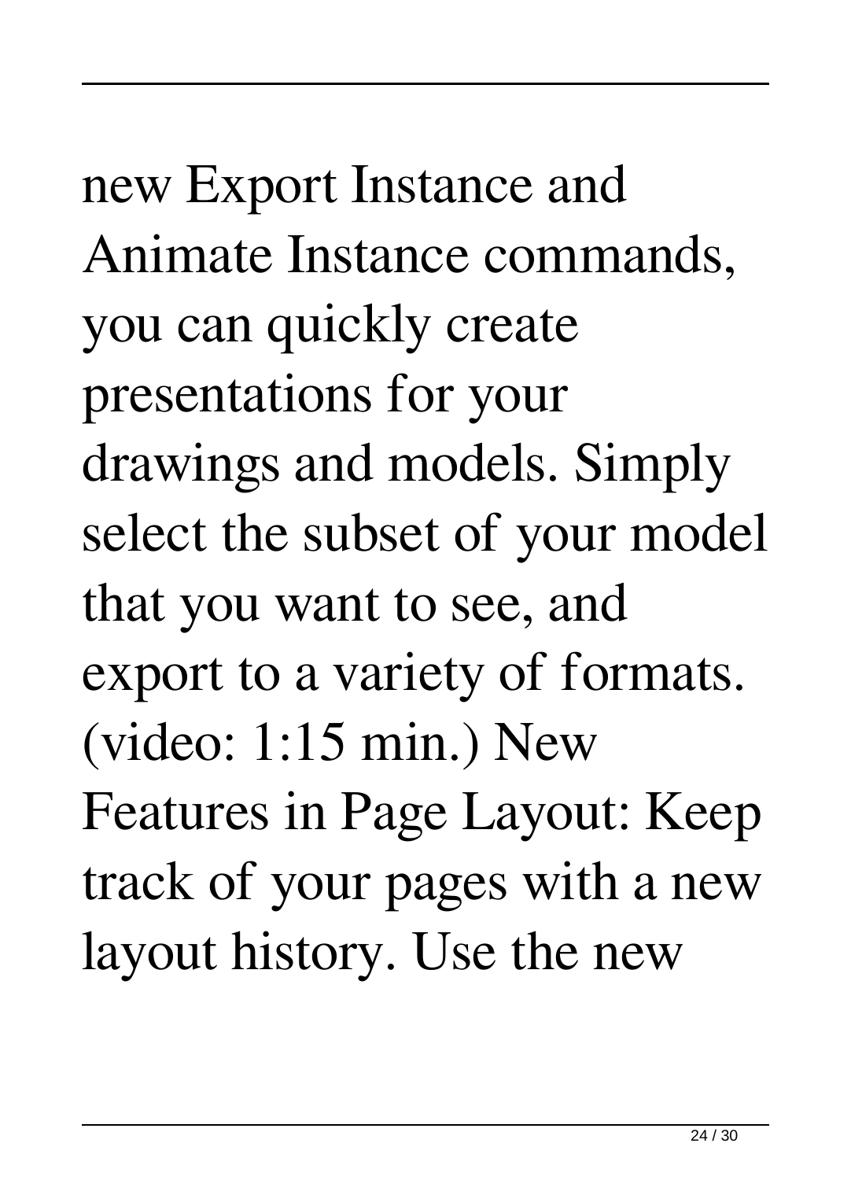new Export Instance and Animate Instance commands, you can quickly create presentations for your drawings and models. Simply select the subset of your model that you want to see, and export to a variety of formats. (video: 1:15 min.) New Features in Page Layout: Keep track of your pages with a new layout history. Use the new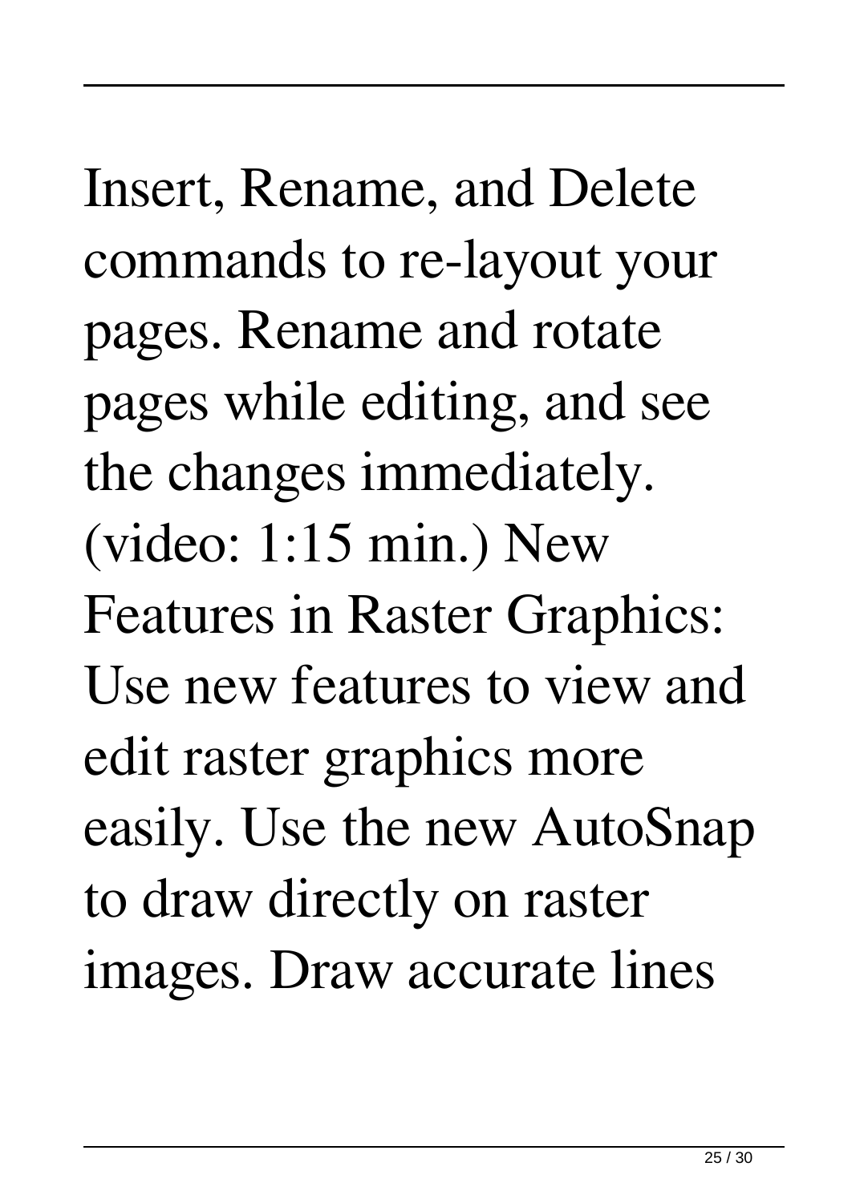Insert, Rename, and Delete commands to re-layout your pages. Rename and rotate pages while editing, and see the changes immediately. (video: 1:15 min.) New Features in Raster Graphics: Use new features to view and edit raster graphics more easily. Use the new AutoSnap to draw directly on raster images. Draw accurate lines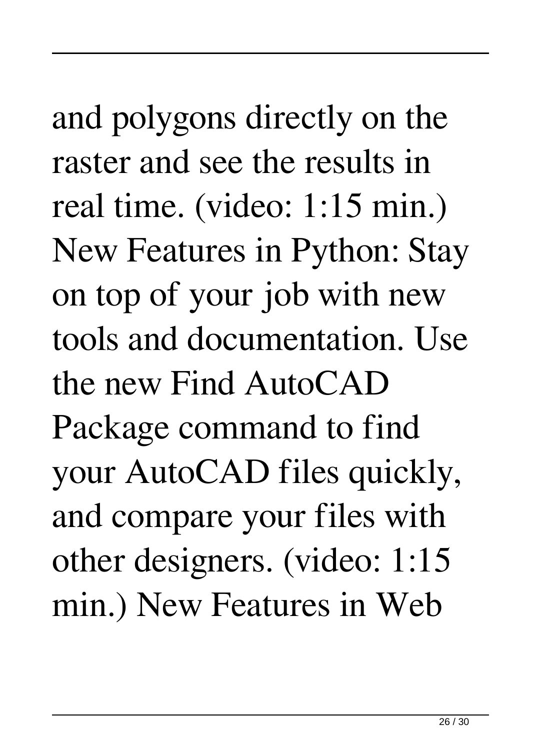and polygons directly on the raster and see the results in real time. (video: 1:15 min.) New Features in Python: Stay on top of your job with new tools and documentation. Use the new Find AutoCAD Package command to find your AutoCAD files quickly, and compare your files with other designers. (video: 1:15 min.) New Features in Web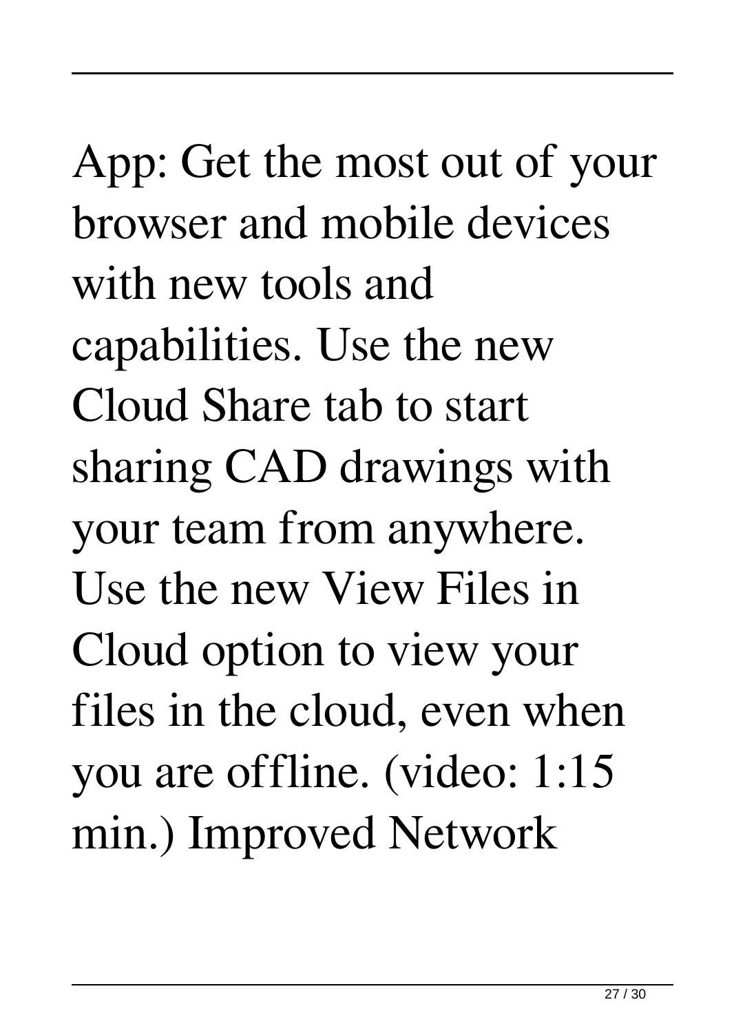App: Get the most out of your browser and mobile devices with new tools and capabilities. Use the new Cloud Share tab to start sharing CAD drawings with your team from anywhere. Use the new View Files in Cloud option to view your files in the cloud, even when you are offline. (video: 1:15 min.) Improved Network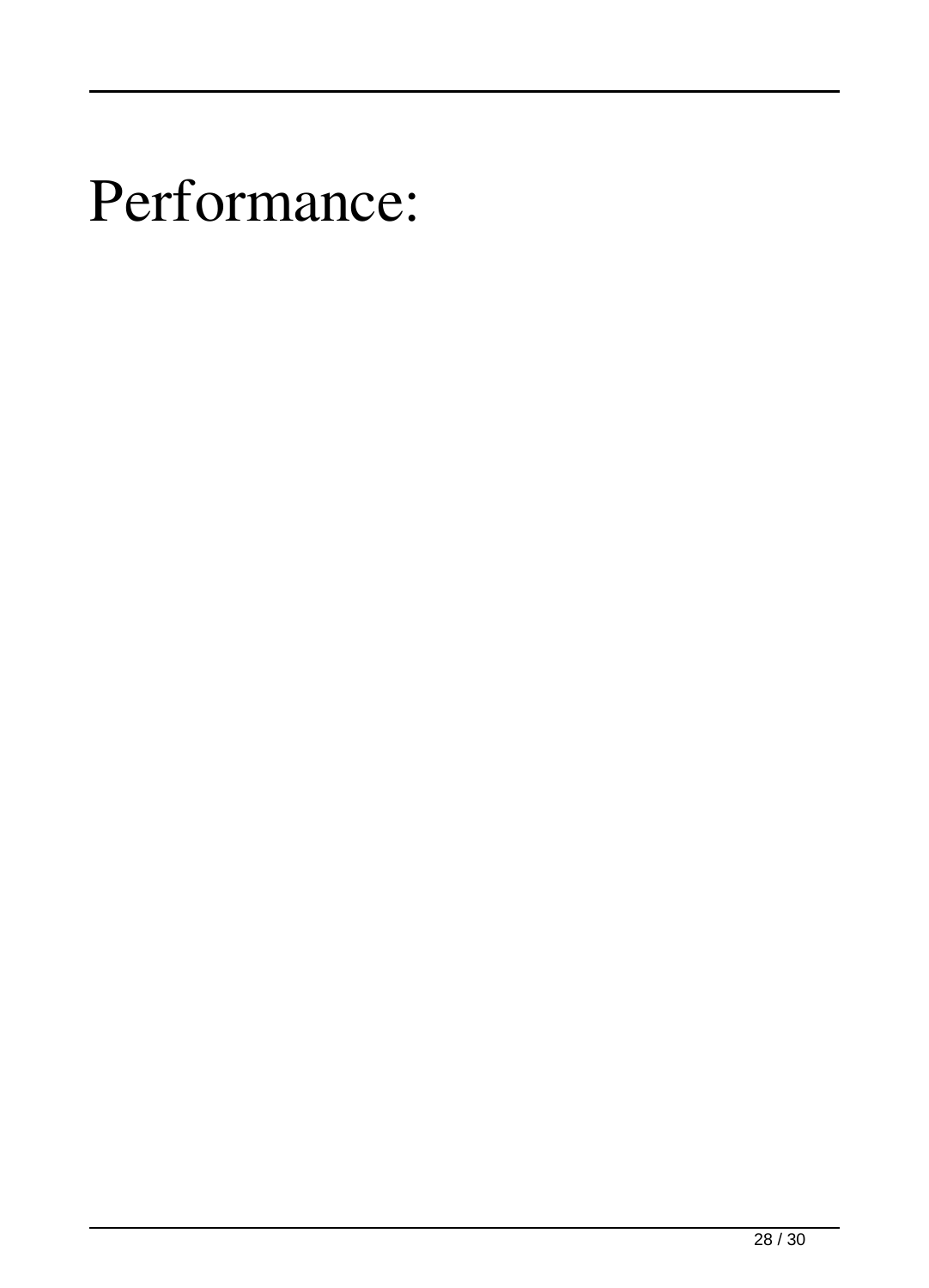# Performance: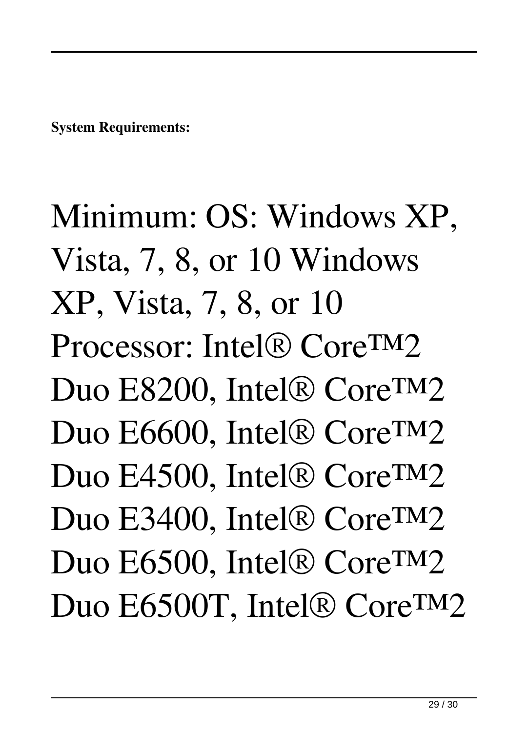**System Requirements:**

Minimum: OS: Windows XP, Vista, 7, 8, or 10 Windows XP, Vista, 7, 8, or 10 Processor: Intel® Core™2 Duo E8200, Intel® Core™2 Duo E6600, Intel® Core™2 Duo E4500, Intel® Core™2 Duo E3400, Intel® Core™2 Duo E6500, Intel® Core™2 Duo E6500T, Intel® Core™2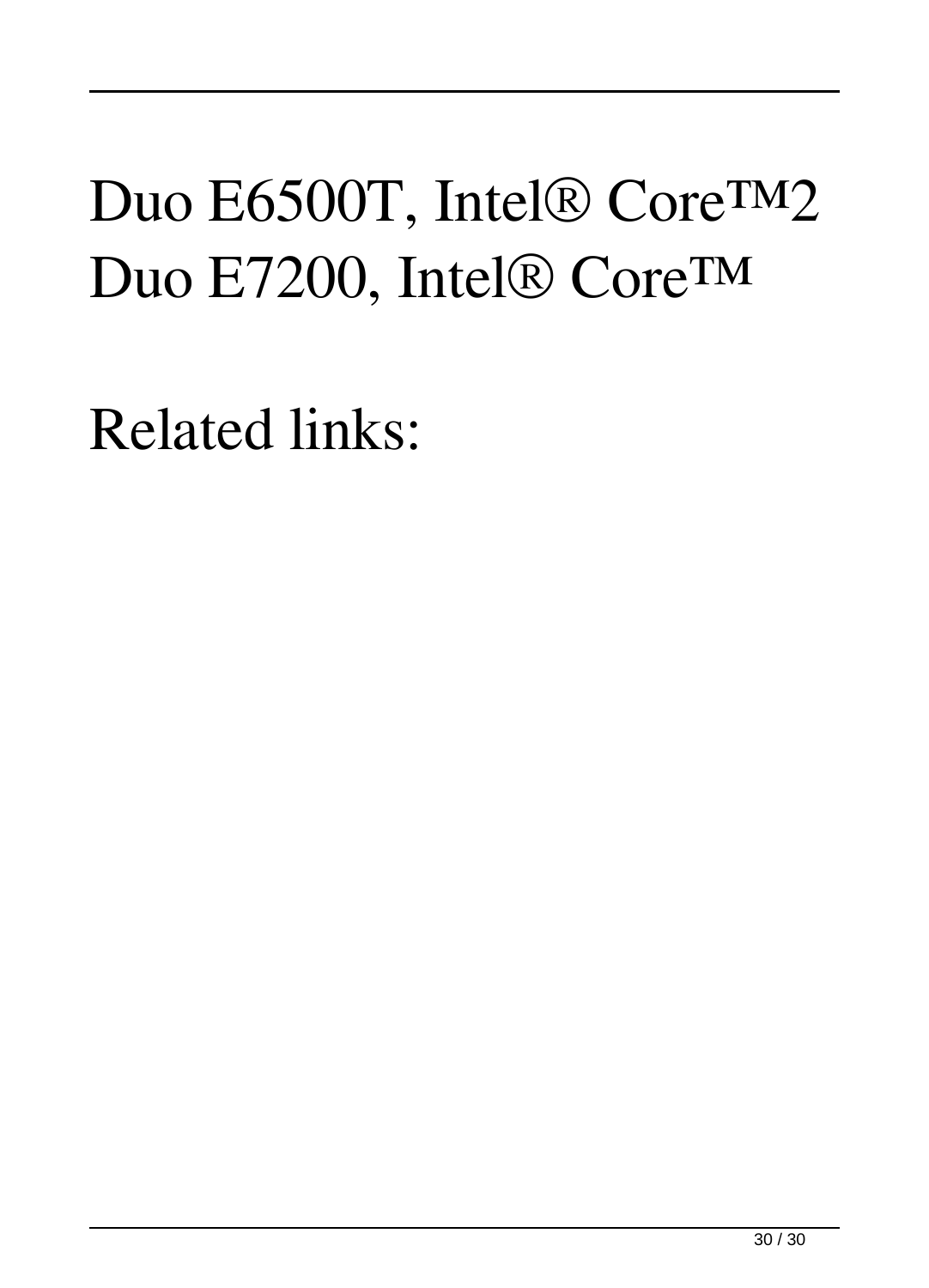Duo E6500T, Intel® Core™2 Duo E7200, Intel® Core™

Related links: